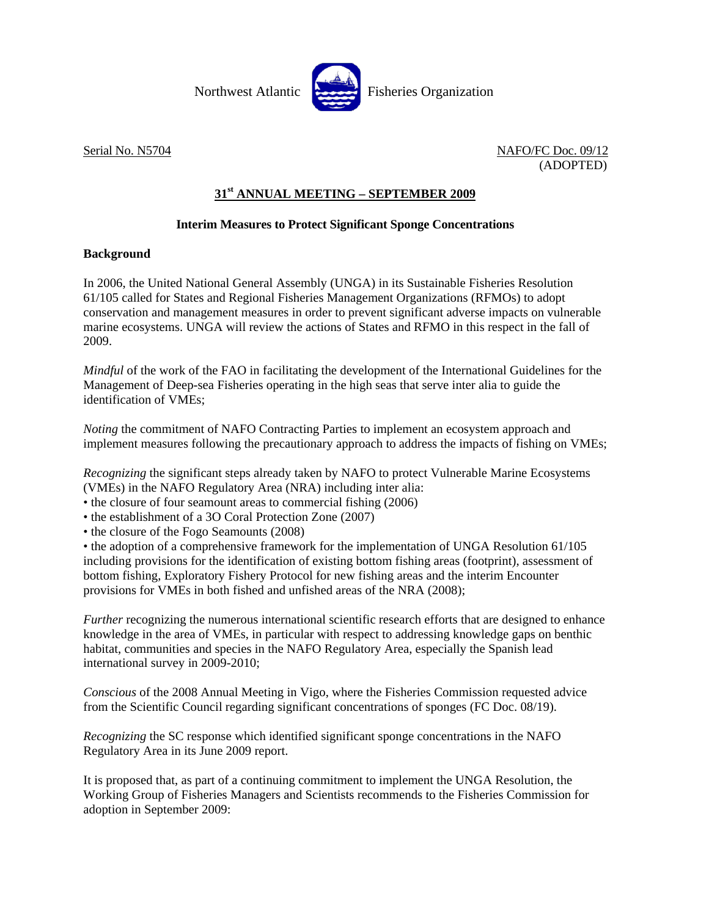Northwest Atlantic Fisheries Organization

Serial No. N5704

NAFO/FC Doc. 09/12
(ADOPTED)

## 31st ANNUAL MEETING – SEPTEMBER 2009

### Interim Measures to Protect Significant Sponge Concentrations

**Background**

In 2006, the United National General Assembly (UNGA) in its Sustainable Fisheries Resolution 61/105 called for States and Regional Fisheries Management Organizations (RFMOs) to adopt conservation and management measures in order to prevent significant adverse impacts on vulnerable marine ecosystems. UNGA will review the actions of States and RFMO in this respect in the fall of 2009.

*Mindful* of the work of the FAO in facilitating the development of the International Guidelines for the Management of Deep-sea Fisheries operating in the high seas that serve inter alia to guide the identification of VMEs;

*Noting* the commitment of NAFO Contracting Parties to implement an ecosystem approach and implement measures following the precautionary approach to address the impacts of fishing on VMEs;

*Recognizing* the significant steps already taken by NAFO to protect Vulnerable Marine Ecosystems (VMEs) in the NAFO Regulatory Area (NRA) including inter alia:

- the closure of four seamount areas to commercial fishing (2006)
- the establishment of a 3O Coral Protection Zone (2007)
- the closure of the Fogo Seamounts (2008)
- the adoption of a comprehensive framework for the implementation of UNGA Resolution 61/105 including provisions for the identification of existing bottom fishing areas (footprint), assessment of bottom fishing, Exploratory Fishery Protocol for new fishing areas and the interim Encounter provisions for VMEs in both fished and unfished areas of the NRA (2008);

*Further* recognizing the numerous international scientific research efforts that are designed to enhance knowledge in the area of VMEs, in particular with respect to addressing knowledge gaps on benthic habitat, communities and species in the NAFO Regulatory Area, especially the Spanish lead international survey in 2009-2010;

*Conscious* of the 2008 Annual Meeting in Vigo, where the Fisheries Commission requested advice from the Scientific Council regarding significant concentrations of sponges (FC Doc. 08/19).

*Recognizing* the SC response which identified significant sponge concentrations in the NAFO Regulatory Area in its June 2009 report.

It is proposed that, as part of a continuing commitment to implement the UNGA Resolution, the Working Group of Fisheries Managers and Scientists recommends to the Fisheries Commission for adoption in September 2009: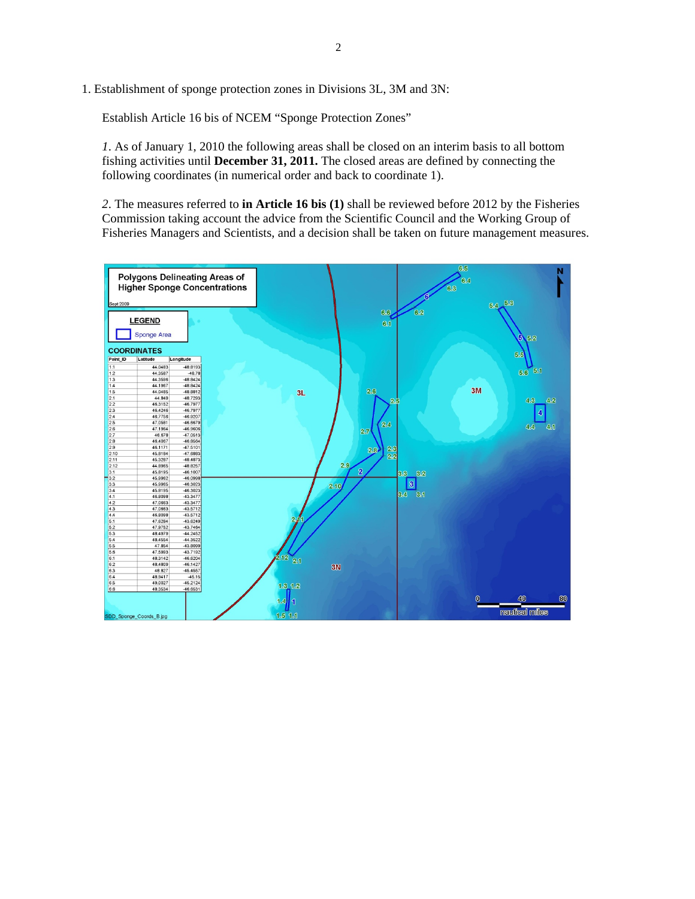1. Establishment of sponge protection zones in Divisions 3L, 3M and 3N:

Establish Article 16 bis of NCEM "Sponge Protection Zones"

*1.* As of January 1, 2010 the following areas shall be closed on an interim basis to all bottom fishing activities until **December 31, 2011.** The closed areas are defined by connecting the following coordinates (in numerical order and back to coordinate 1).

*2.* The measures referred to **in Article 16 bis (1)** shall be reviewed before 2012 by the Fisheries Commission taking account the advice from the Scientific Council and the Working Group of Fisheries Managers and Scientists, and a decision shall be taken on future management measures.

**Polygons Delineating Areas of Higher Sponge Concentrations**

Sept 2009

LEGEND: Sponge Area

COORDINATES

| Point_ID | Latitude | Longitude |
|---|---|---|
| 1.1 | 44.0483 | -48.8193 |
| 1.2 | 44.3587 | -48.78 |
| 1.3 | 44.3506 | -48.8424 |
| 1.4 | 44.1967 | -48.8424 |
| 1.5 | 44.0485 | -48.8812 |
| 2.1 | 44.849 | -48.7293 |
| 2.2 | 46.3152 | -46.7977 |
| 2.3 | 46.4246 | -46.7977 |
| 2.4 | 46.7756 | -46.9207 |
| 2.5 | 47.0581 | -46.6679 |
| 2.6 | 47.1964 | -46.9606 |
| 2.7 | 46.878 | -47.0513 |
| 2.8 | 46.4067 | -46.8564 |
| 2.9 | 46.1171 | -47.5101 |
| 2.10 | 45.8184 | -47.6863 |
| 2.11 | 45.3297 | -48.4973 |
| 2.12 | 44.8965 | -48.8257 |
| 3.1 | 45.8195 | -46.1007 |
| 3.2 | 45.9962 | -46.0998 |
| 3.3 | 45.9965 | -46.3023 |
| 3.4 | 45.8195 | -46.3023 |
| 4.1 | 46.8098 | -43.3477 |
| 4.2 | 47.0863 | -43.3477 |
| 4.3 | 47.0863 | -43.5712 |
| 4.4 | 46.8098 | -43.5712 |
| 5.1 | 47.6284 | -43.6249 |
| 5.2 | 47.9752 | -43.7484 |
| 5.3 | 48.4979 | -44.2452 |
| 5.4 | 48.4554 | -44.3522 |
| 5.5 | 47.854 | -43.8099 |
| 5.6 | 47.5993 | -43.7182 |
| 6.1 | 48.3142 | -46.6204 |
| 6.2 | 48.4809 | -46.1427 |
| 6.3 | 48.827 | -45.4557 |
| 6.4 | 48.9417 | -45.15 |
| 6.5 | 49.0027 | -45.2124 |
| 6.6 | 48.3534 | -46.6531 |

SDD_Sponge_Coords_B.jpg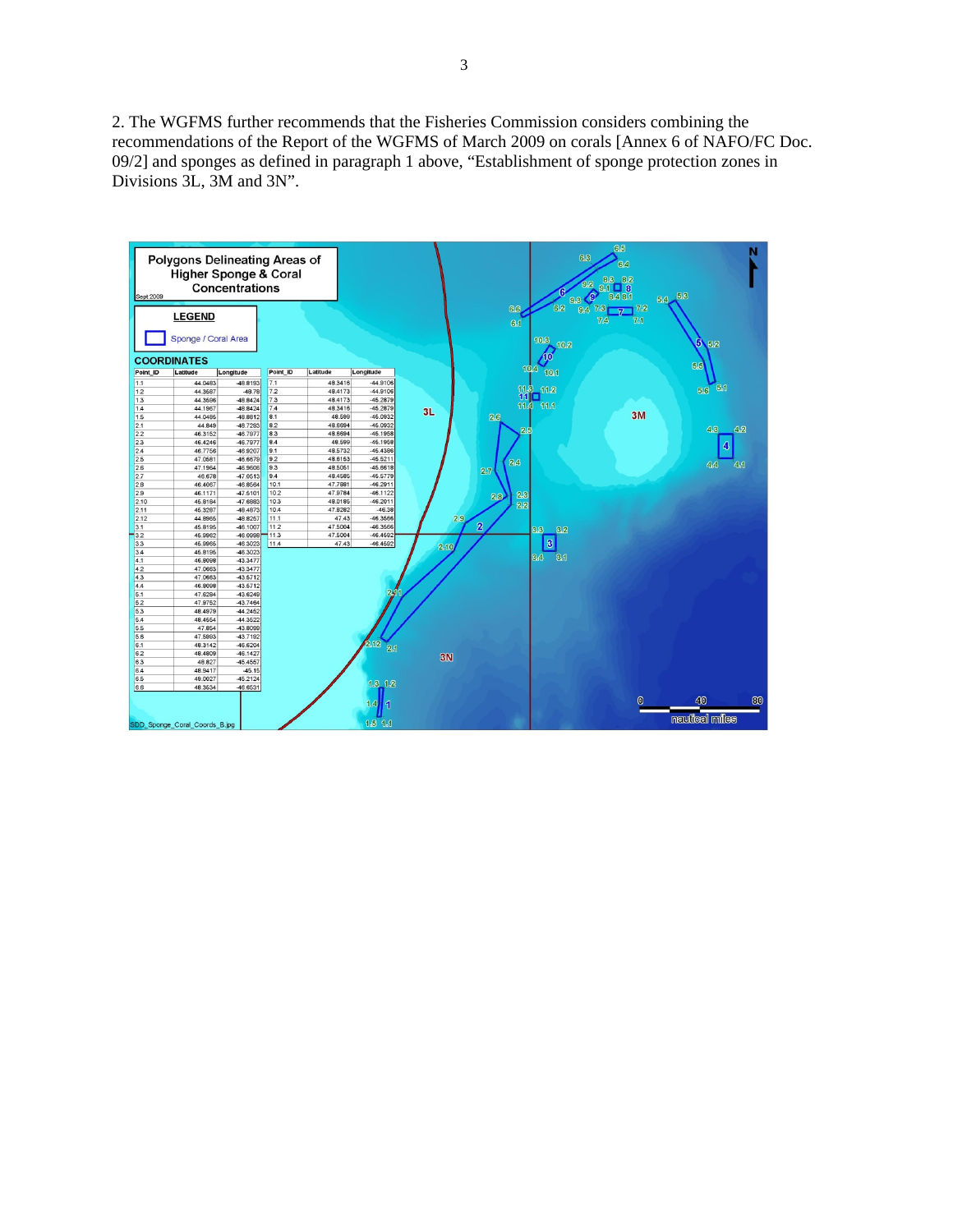2. The WGFMS further recommends that the Fisheries Commission considers combining the recommendations of the Report of the WGFMS of March 2009 on corals [Annex 6 of NAFO/FC Doc. 09/2] and sponges as defined in paragraph 1 above, "Establishment of sponge protection zones in Divisions 3L, 3M and 3N".

**Polygons Delineating Areas of Higher Sponge & Coral Concentrations**

Sept 2009

**LEGEND**

Sponge / Coral Area

**COORDINATES**

| Point_ID | Latitude | Longitude | Point_ID | Latitude | Longitude |
|---|---|---|---|---|---|
| 1.1 | 44.0483 | -48.8193 | 7.1 | 48.3416 | -44.9106 |
| 1.2 | 44.3687 | -48.78 | 7.2 | 48.4173 | -44.9106 |
| 1.3 | 44.3696 | -48.8424 | 7.3 | 48.4173 | -45.2879 |
| 1.4 | 44.1967 | -48.8424 | 7.4 | 48.3416 | -45.2879 |
| 1.5 | 44.0485 | -48.8612 | 8.1 | 48.599 | -45.0932 |
| 2.1 | 44.849 | -48.7293 | 8.2 | 48.6694 | -45.0932 |
| 2.2 | 46.3152 | -46.7977 | 8.3 | 48.6694 | -45.1958 |
| 2.3 | 46.4246 | -46.7977 | 8.4 | 48.599 | -45.1958 |
| 2.4 | 46.7756 | -46.9207 | 9.1 | 48.5732 | -45.4386 |
| 2.5 | 47.0681 | -46.6676 | 9.2 | 48.6153 | -45.5211 |
| 2.6 | 47.1954 | -46.9606 | 9.3 | 48.5051 | -45.6618 |
| 2.7 | 46.678 | -47.0513 | 9.4 | 48.4585 | -45.5779 |
| 2.8 | 46.4067 | -46.8564 | 10.1 | 47.7981 | -46.2911 |
| 2.9 | 46.1171 | -47.5101 | 10.2 | 47.9784 | -46.1122 |
| 2.10 | 45.9184 | -47.6983 | 10.3 | 48.0185 | -46.2011 |
| 2.11 | 45.3267 | -48.4873 | 10.4 | 47.8282 | -46.38 |
| 2.12 | 44.8965 | -48.8257 | 11.1 | 47.43 | -46.3566 |
| 3.1 | 45.8195 | -46.1007 | 11.2 | 47.5004 | -46.3566 |
| 3.2 | 45.9962 | -46.0998 | 11.3 | 47.5004 | -46.4692 |
| 3.3 | 45.9965 | -46.3023 | 11.4 | 47.43 | -46.4692 |
| 3.4 | 45.8195 | -46.3023 | | | |
| 4.1 | 46.9098 | -43.3477 | | | |
| 4.2 | 47.0663 | -43.3477 | | | |
| 4.3 | 47.0663 | -43.5712 | | | |
| 4.4 | 46.9098 | -43.5712 | | | |
| 5.1 | 47.6284 | -43.6249 | | | |
| 5.2 | 47.9752 | -43.7464 | | | |
| 5.3 | 48.4979 | -44.2452 | | | |
| 5.4 | 48.4654 | -44.3522 | | | |
| 5.5 | 47.854 | -43.8099 | | | |
| 5.6 | 47.5963 | -43.7182 | | | |
| 6.1 | 48.3142 | -46.6204 | | | |
| 6.2 | 48.4809 | -46.1427 | | | |
| 6.3 | 48.827 | -45.4557 | | | |
| 6.4 | 48.9417 | -45.15 | | | |
| 6.5 | 49.0027 | -45.2124 | | | |
| 6.6 | 48.3634 | -46.6531 | | | |

3L

3M

3N

N

0 40 80

nautical miles

SDD_Sponge_Coral_Coords_B.jpg